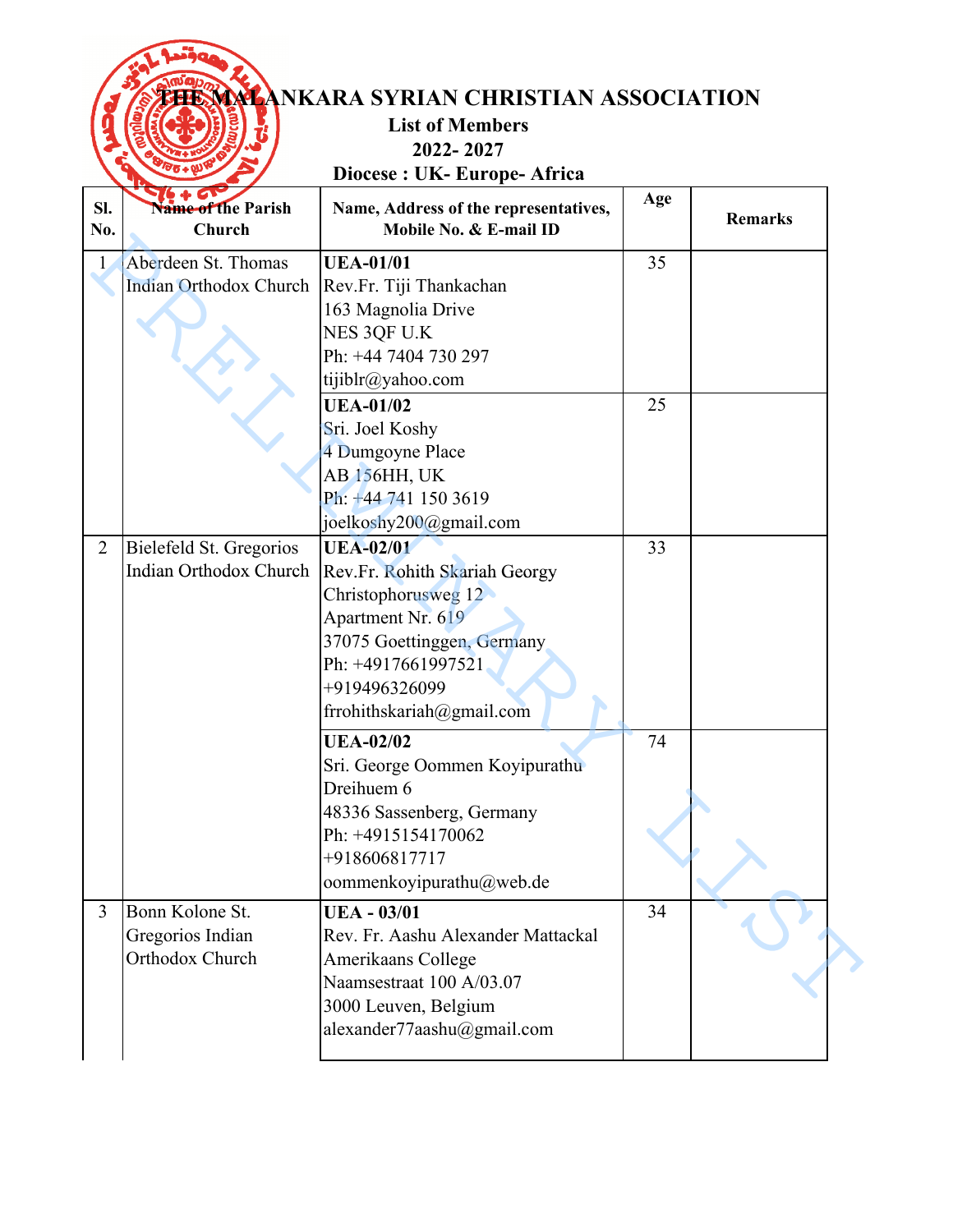# THE MALANKARA SYRIAN CHRISTIAN ASSOCIATION

## List of Members

## 2022- 2027

## Diocese : UK- Europe- Africa

| Sl. No. | Name of the Parish Church | Name, Address of the representatives, Mobile No. & E-mail ID | Age | Remarks |
|---|---|---|---|---|
| 1 | Aberdeen St. Thomas Indian Orthodox Church | **UEA-01/01**<br>Rev.Fr. Tiji Thankachan<br>163 Magnolia Drive<br>NES 3QF U.K<br>Ph: +44 7404 730 297<br>tijiblr@yahoo.com | 35 | |
| | | **UEA-01/02**<br>Sri. Joel Koshy<br>4 Dumgoyne Place<br>AB 156HH, UK<br>Ph: +44 741 150 3619<br>joelkoshy200@gmail.com | 25 | |
| 2 | Bielefeld St. Gregorios Indian Orthodox Church | **UEA-02/01**<br>Rev.Fr. Rohith Skariah Georgy<br>Christophorusweg 12<br>Apartment Nr. 619<br>37075 Goettinggen, Germany<br>Ph: +4917661997521<br>+919496326099<br>frrohithskariah@gmail.com | 33 | |
| | | **UEA-02/02**<br>Sri. George Oommen Koyipurathu<br>Dreihuem 6<br>48336 Sassenberg, Germany<br>Ph: +4915154170062<br>+918606817717<br>oommenkoyipurathu@web.de | 74 | |
| 3 | Bonn Kolone St. Gregorios Indian Orthodox Church | **UEA - 03/01**<br>Rev. Fr. Aashu Alexander Mattackal<br>Amerikaans College<br>Naamsestraat 100 A/03.07<br>3000 Leuven, Belgium<br>alexander77aashu@gmail.com | 34 | |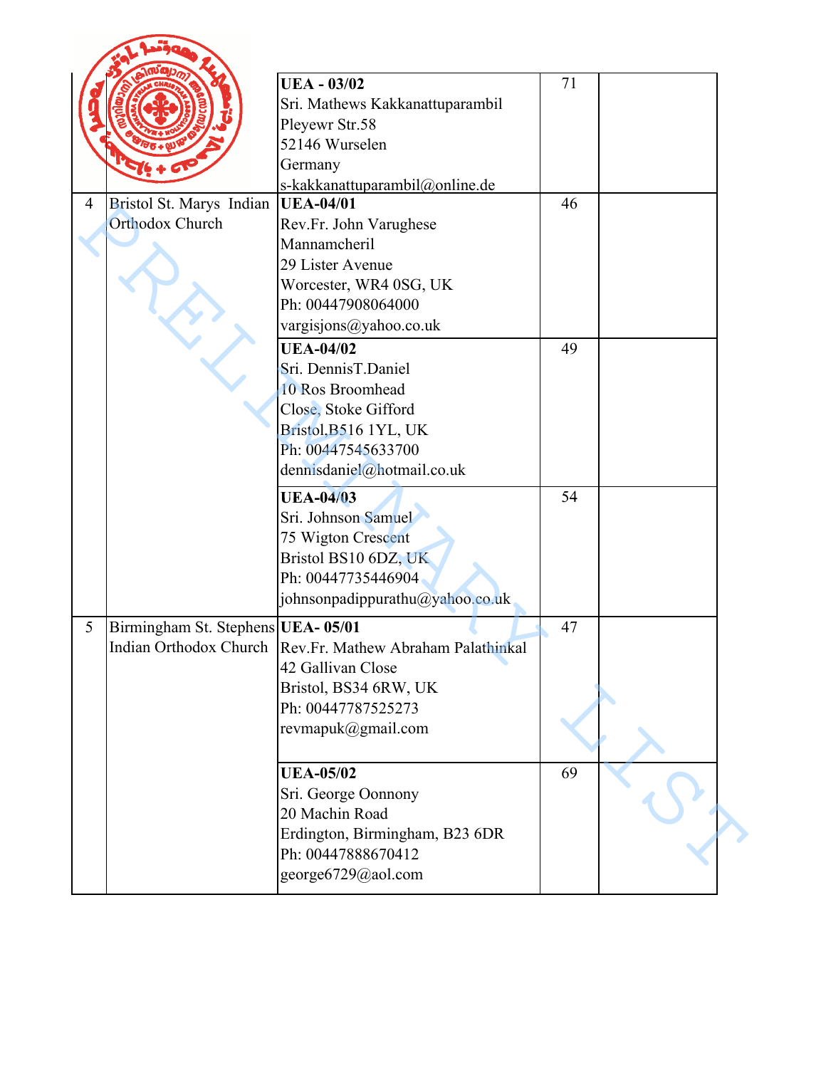| | | | | |
|---|---|---|---|---|
| | | **UEA - 03/02**<br>Sri. Mathews Kakkanattuparambil<br>Pleyewr Str.58<br>52146 Wurselen<br>Germany<br>s-kakkanattuparambil@online.de | 71 | |
| 4 | Bristol St. Marys Indian Orthodox Church | **UEA-04/01**<br>Rev.Fr. John Varughese Mannamcheril<br>29 Lister Avenue<br>Worcester, WR4 0SG, UK<br>Ph: 00447908064000<br>vargisjons@yahoo.co.uk | 46 | |
| | | **UEA-04/02**<br>Sri. DennisT.Daniel<br>10 Ros Broomhead Close, Stoke Gifford<br>Bristol,B516 1YL, UK<br>Ph: 00447545633700<br>dennisdaniel@hotmail.co.uk | 49 | |
| | | **UEA-04/03**<br>Sri. Johnson Samuel<br>75 Wigton Crescent<br>Bristol BS10 6DZ, UK<br>Ph: 00447735446904<br>johnsonpadippurathu@yahoo.co.uk | 54 | |
| 5 | Birmingham St. Stephens Indian Orthodox Church | **UEA- 05/01**<br>Rev.Fr. Mathew Abraham Palathinkal<br>42 Gallivan Close<br>Bristol, BS34 6RW, UK<br>Ph: 00447787525273<br>revmapuk@gmail.com | 47 | |
| | | **UEA-05/02**<br>Sri. George Oonnony<br>20 Machin Road<br>Erdington, Birmingham, B23 6DR<br>Ph: 00447888670412<br>george6729@aol.com | 69 | |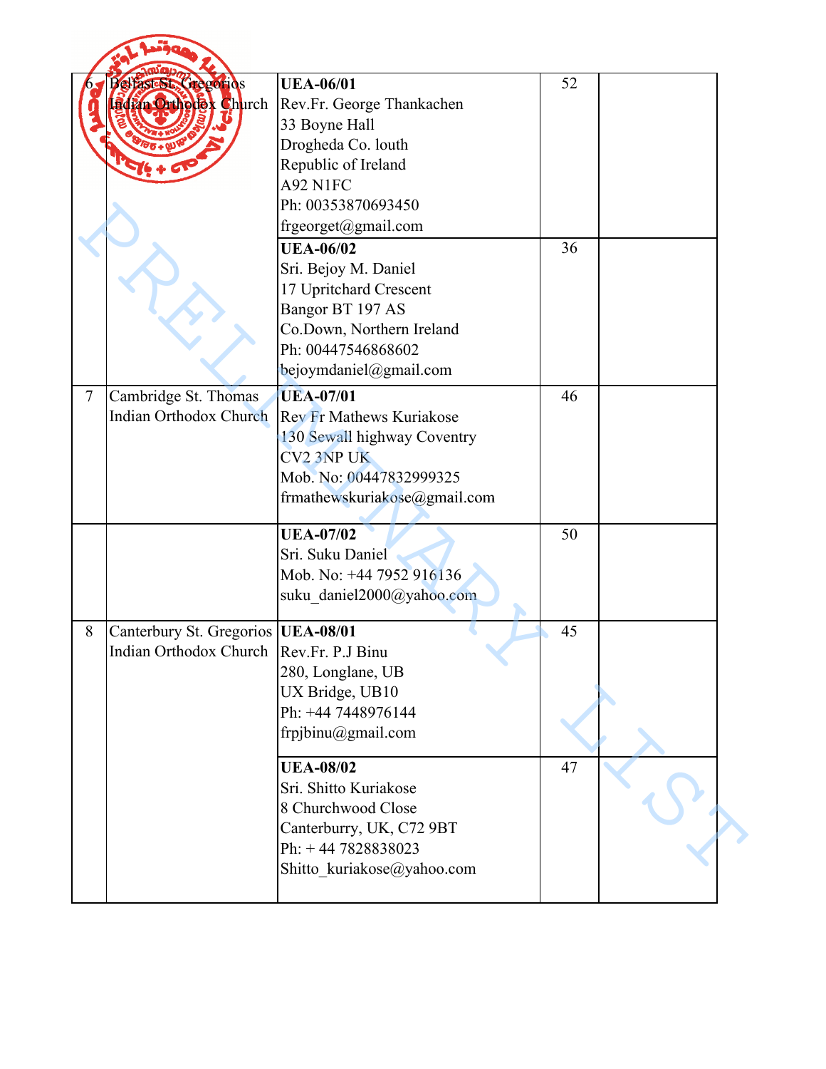| 6 | Belfast St. Gregorios Indian Orthodox Church | **UEA-06/01**<br>Rev.Fr. George Thankachen<br>33 Boyne Hall<br>Drogheda Co. louth<br>Republic of Ireland<br>A92 N1FC<br>Ph: 00353870693450<br>frgeorget@gmail.com | 52 | |
|---|---|---|---|---|
| | | **UEA-06/02**<br>Sri. Bejoy M. Daniel<br>17 Upritchard Crescent<br>Bangor BT 197 AS<br>Co.Down, Northern Ireland<br>Ph: 00447546868602<br>bejoymdaniel@gmail.com | 36 | |
| 7 | Cambridge St. Thomas Indian Orthodox Church | **UEA-07/01**<br>Rev Fr Mathews Kuriakose<br>130 Sewall highway Coventry<br>CV2 3NP UK<br>Mob. No: 00447832999325<br>frmathewskuriakose@gmail.com | 46 | |
| | | **UEA-07/02**<br>Sri. Suku Daniel<br>Mob. No: +44 7952 916136<br>suku_daniel2000@yahoo.com | 50 | |
| 8 | Canterbury St. Gregorios Indian Orthodox Church | **UEA-08/01**<br>Rev.Fr. P.J Binu<br>280, Longlane, UB<br>UX Bridge, UB10<br>Ph: +44 7448976144<br>frpjbinu@gmail.com | 45 | |
| | | **UEA-08/02**<br>Sri. Shitto Kuriakose<br>8 Churchwood Close<br>Canterburry, UK, C72 9BT<br>Ph: + 44 7828838023<br>Shitto_kuriakose@yahoo.com | 47 | |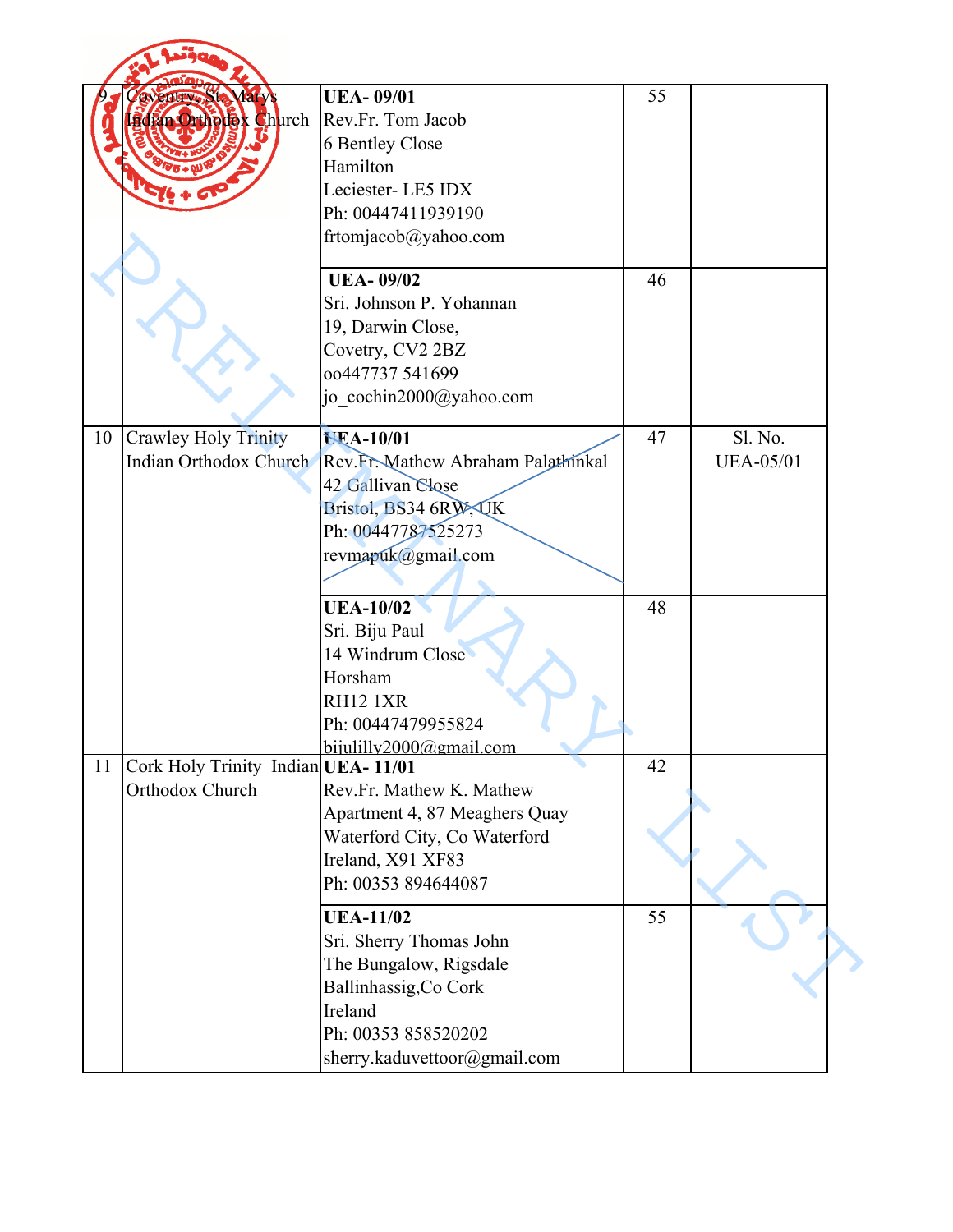| | | | | |
|---|---|---|---|---|
| 9 | Coventry, St. Marys Indian Orthodox Church | **UEA- 09/01**<br>Rev.Fr. Tom Jacob<br>6 Bentley Close<br>Hamilton<br>Leciester- LE5 IDX<br>Ph: 00447411939190<br>frtomjacob@yahoo.com | 55 | |
| | | **UEA- 09/02**<br>Sri. Johnson P. Yohannan<br>19, Darwin Close,<br>Covetry, CV2 2BZ<br>oo447737 541699<br>jo_cochin2000@yahoo.com | 46 | |
| 10 | Crawley Holy Trinity Indian Orthodox Church | **UEA-10/01**<br>Rev.Fr. Mathew Abraham Palathinkal<br>42 Gallivan Close<br>Bristol, BS34 6RW, UK<br>Ph: 00447787525273<br>revmapuk@gmail.com | 47 | Sl. No. UEA-05/01 |
| | | **UEA-10/02**<br>Sri. Biju Paul<br>14 Windrum Close<br>Horsham<br>RH12 1XR<br>Ph: 00447479955824<br>bijulilly2000@gmail.com | 48 | |
| 11 | Cork Holy Trinity Indian Orthodox Church | **UEA- 11/01**<br>Rev.Fr. Mathew K. Mathew<br>Apartment 4, 87 Meaghers Quay<br>Waterford City, Co Waterford<br>Ireland, X91 XF83<br>Ph: 00353 894644087 | 42 | |
| | | **UEA-11/02**<br>Sri. Sherry Thomas John<br>The Bungalow, Rigsdale<br>Ballinhassig,Co Cork<br>Ireland<br>Ph: 00353 858520202<br>sherry.kaduvettoor@gmail.com | 55 | |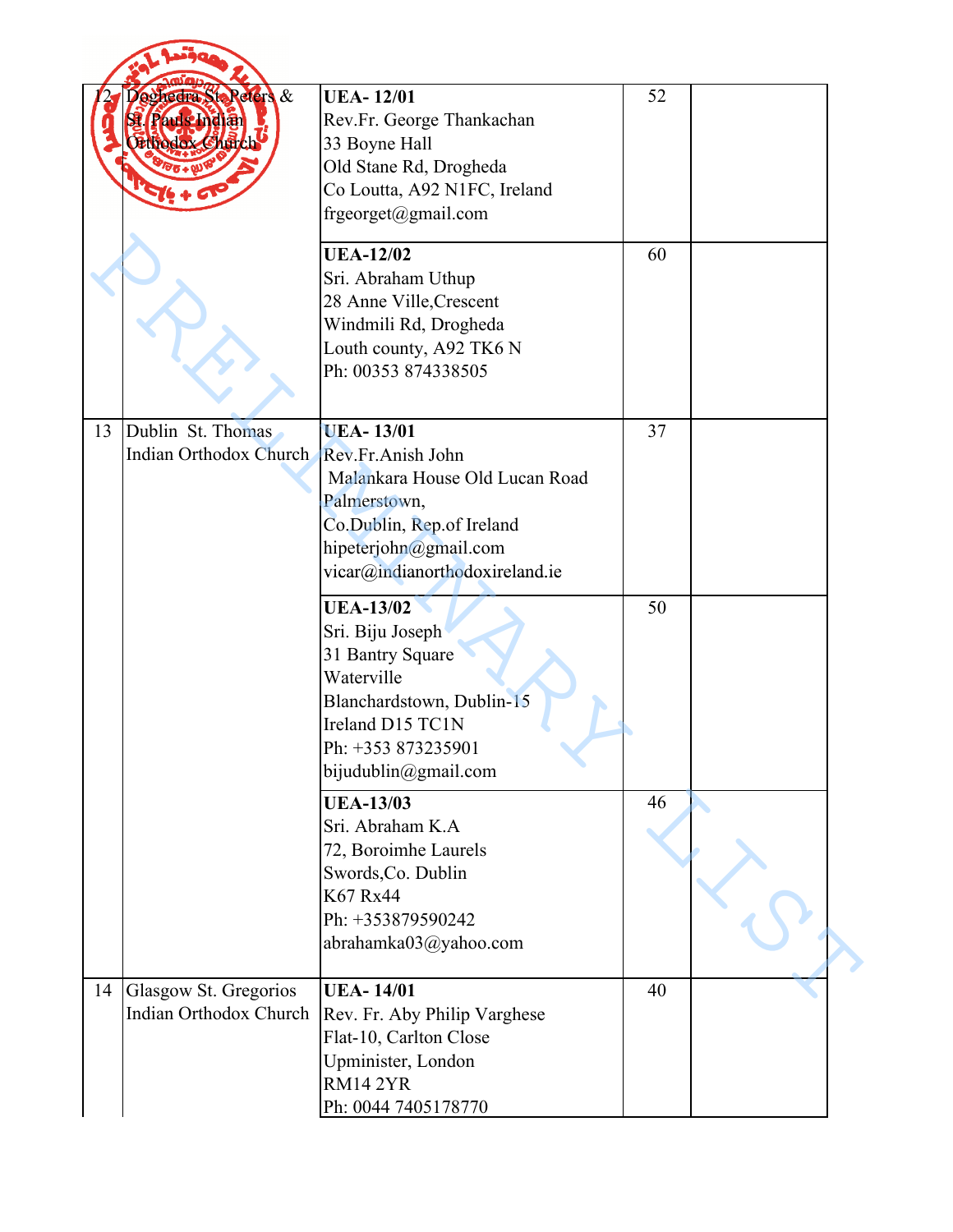| | | | | |
|---|---|---|---|---|
| 12 | Doghedra St. Peters & St. Pauls Indian Orthodox Church | **UEA- 12/01**<br>Rev.Fr. George Thankachan<br>33 Boyne Hall<br>Old Stane Rd, Drogheda<br>Co Loutta, A92 N1FC, Ireland<br>frgeorget@gmail.com | 52 | |
| | | **UEA-12/02**<br>Sri. Abraham Uthup<br>28 Anne Ville,Crescent<br>Windmili Rd, Drogheda<br>Louth county, A92 TK6 N<br>Ph: 00353 874338505 | 60 | |
| 13 | Dublin St. Thomas Indian Orthodox Church | **UEA- 13/01**<br>Rev.Fr.Anish John<br>Malankara House Old Lucan Road<br>Palmerstown,<br>Co.Dublin, Rep.of Ireland<br>hipeterjohn@gmail.com<br>vicar@indianorthodoxireland.ie | 37 | |
| | | **UEA-13/02**<br>Sri. Biju Joseph<br>31 Bantry Square<br>Waterville<br>Blanchardstown, Dublin-15<br>Ireland D15 TC1N<br>Ph: +353 873235901<br>bijudublin@gmail.com | 50 | |
| | | **UEA-13/03**<br>Sri. Abraham K.A<br>72, Boroimhe Laurels<br>Swords,Co. Dublin<br>K67 Rx44<br>Ph: +353879590242<br>abrahamka03@yahoo.com | 46 | |
| 14 | Glasgow St. Gregorios Indian Orthodox Church | **UEA- 14/01**<br>Rev. Fr. Aby Philip Varghese<br>Flat-10, Carlton Close<br>Upminister, London<br>RM14 2YR<br>Ph: 0044 7405178770 | 40 | |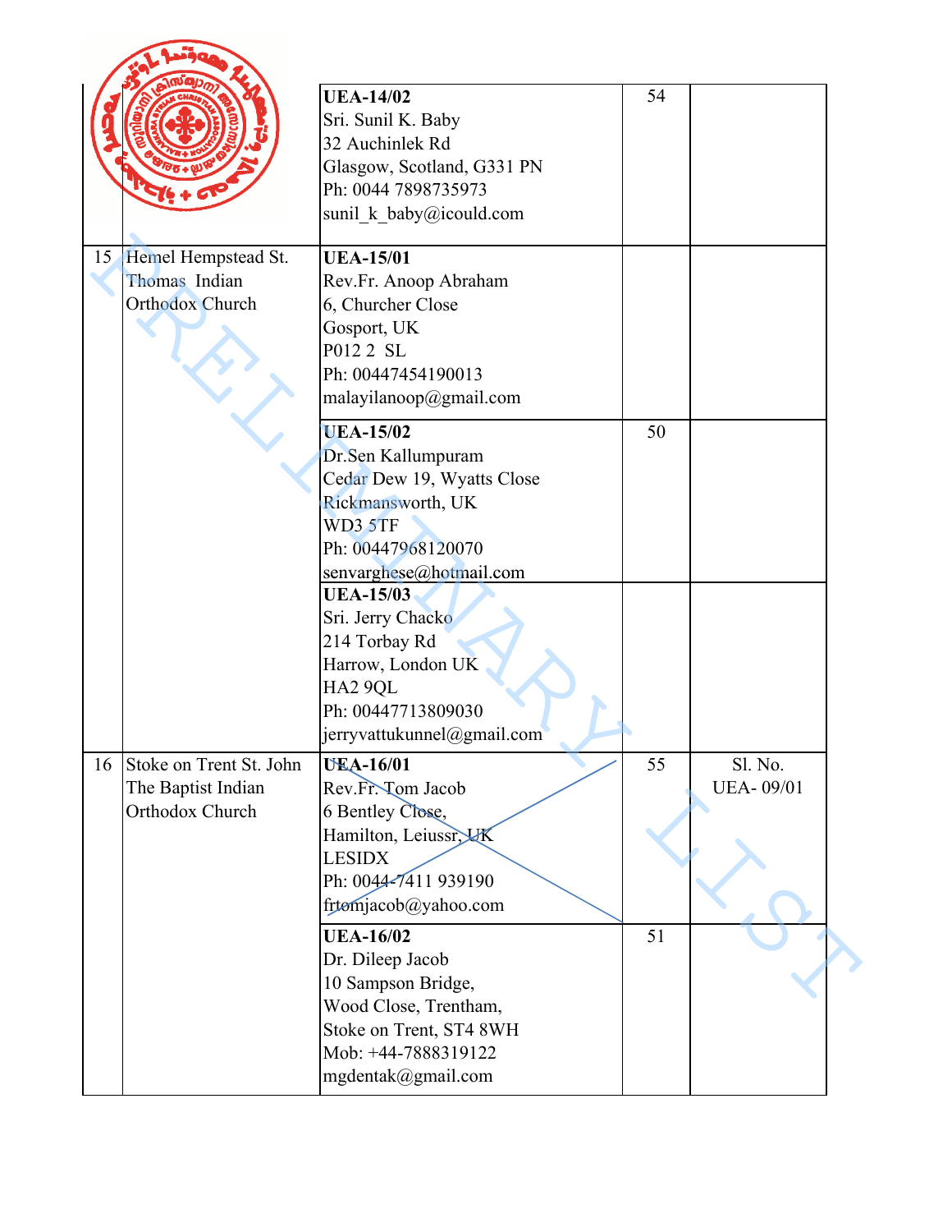| | | | | |
|---|---|---|---|---|
| | | **UEA-14/02**<br>Sri. Sunil K. Baby<br>32 Auchinlek Rd<br>Glasgow, Scotland, G331 PN<br>Ph: 0044 7898735973<br>sunil_k_baby@icould.com | 54 | |
| 15 | Hemel Hempstead St. Thomas Indian Orthodox Church | **UEA-15/01**<br>Rev.Fr. Anoop Abraham<br>6, Churcher Close<br>Gosport, UK<br>P012 2 SL<br>Ph: 00447454190013<br>malayilanoop@gmail.com | | |
| | | **UEA-15/02**<br>Dr.Sen Kallumpuram<br>Cedar Dew 19, Wyatts Close<br>Rickmansworth, UK<br>WD3 5TF<br>Ph: 00447968120070<br>senvarghese@hotmail.com | 50 | |
| | | **UEA-15/03**<br>Sri. Jerry Chacko<br>214 Torbay Rd<br>Harrow, London UK<br>HA2 9QL<br>Ph: 00447713809030<br>jerryvattukunnel@gmail.com | | |
| 16 | Stoke on Trent St. John The Baptist Indian Orthodox Church | **UEA-16/01**<br>Rev.Fr. Tom Jacob<br>6 Bentley Close,<br>Hamilton, Leiussr, UK<br>LESIDX<br>Ph: 0044-7411 939190<br>frtomjacob@yahoo.com | 55 | Sl. No. UEA- 09/01 |
| | | **UEA-16/02**<br>Dr. Dileep Jacob<br>10 Sampson Bridge,<br>Wood Close, Trentham,<br>Stoke on Trent, ST4 8WH<br>Mob: +44-7888319122<br>mgdentak@gmail.com | 51 | |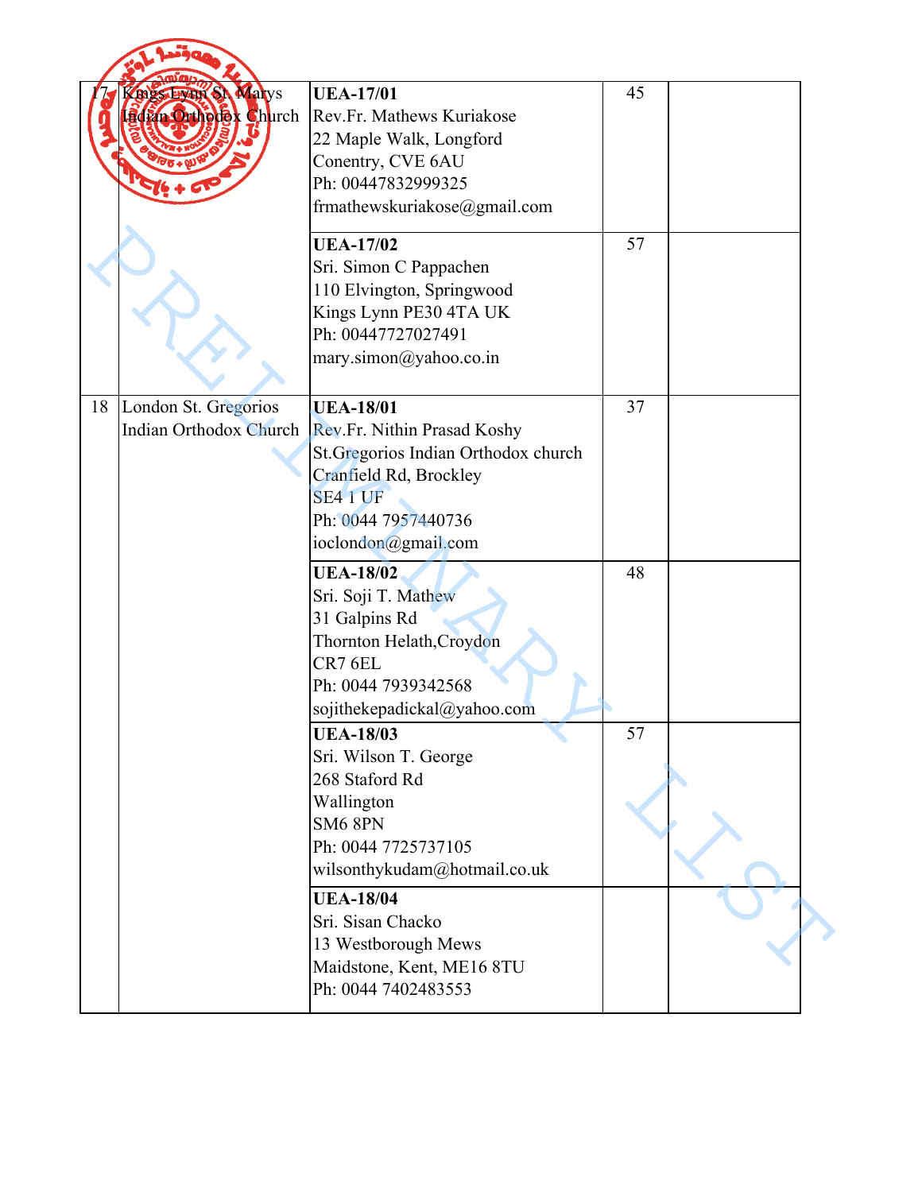| | | | | |
|---|---|---|---|---|
| 17 | Kings Lynn St. Marys Indian Orthodox Church | **UEA-17/01**<br>Rev.Fr. Mathews Kuriakose<br>22 Maple Walk, Longford<br>Conentry, CVE 6AU<br>Ph: 00447832999325<br>frmathewskuriakose@gmail.com | 45 | |
| | | **UEA-17/02**<br>Sri. Simon C Pappachen<br>110 Elvington, Springwood<br>Kings Lynn PE30 4TA UK<br>Ph: 00447727027491<br>mary.simon@yahoo.co.in | 57 | |
| 18 | London St. Gregorios Indian Orthodox Church | **UEA-18/01**<br>Rev.Fr. Nithin Prasad Koshy<br>St.Gregorios Indian Orthodox church<br>Cranfield Rd, Brockley<br>SE4 1 UF<br>Ph: 0044 7957440736<br>ioclondon@gmail.com | 37 | |
| | | **UEA-18/02**<br>Sri. Soji T. Mathew<br>31 Galpins Rd<br>Thornton Helath,Croydon<br>CR7 6EL<br>Ph: 0044 7939342568<br>sojithekepadickal@yahoo.com | 48 | |
| | | **UEA-18/03**<br>Sri. Wilson T. George<br>268 Staford Rd<br>Wallington<br>SM6 8PN<br>Ph: 0044 7725737105<br>wilsonthykudam@hotmail.co.uk | 57 | |
| | | **UEA-18/04**<br>Sri. Sisan Chacko<br>13 Westborough Mews<br>Maidstone, Kent, ME16 8TU<br>Ph: 0044 7402483553 | | |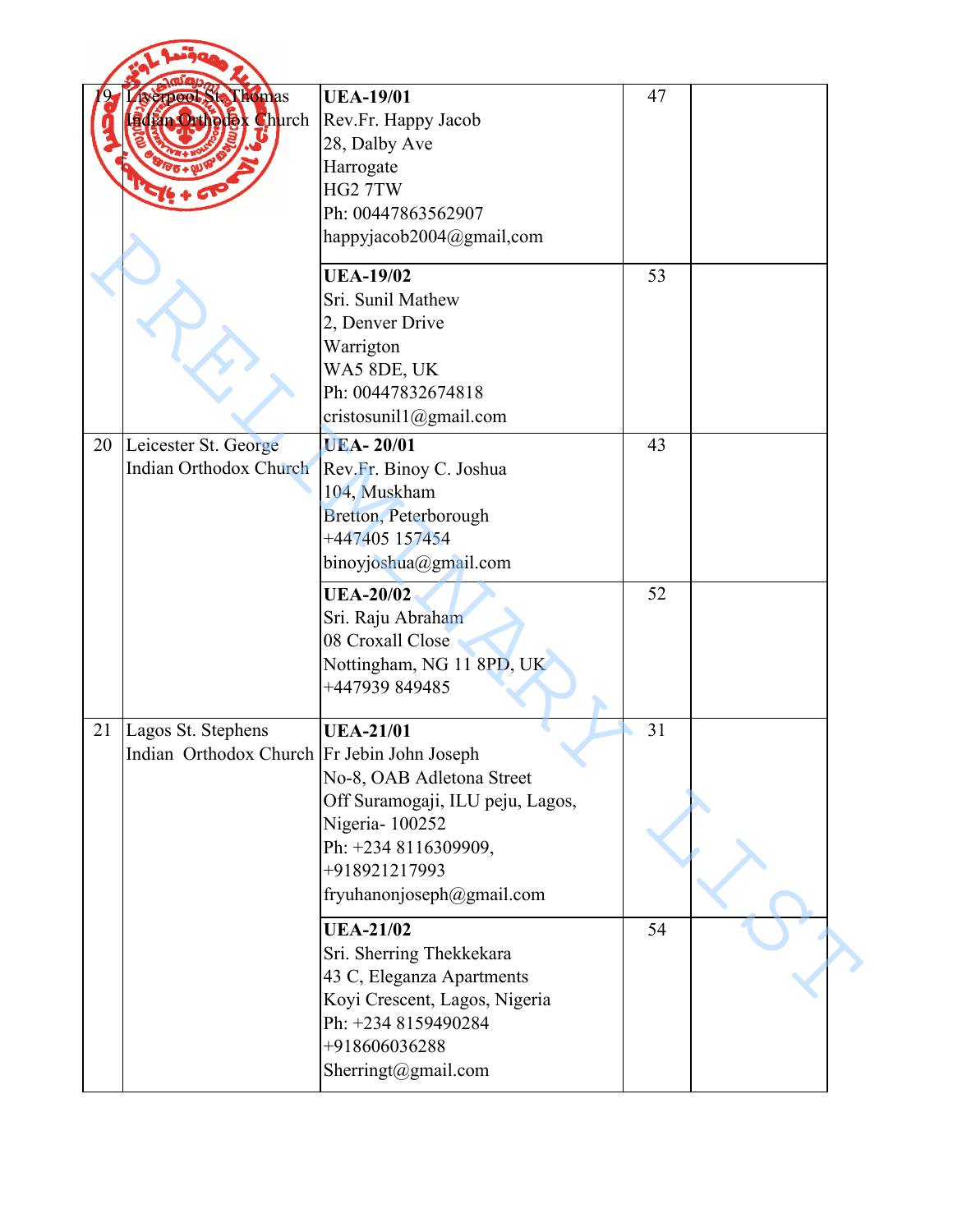| | | | | |
|---|---|---|---|---|
| 19 | Liverpool St. Thomas Indian Orthodox Church | **UEA-19/01**<br>Rev.Fr. Happy Jacob<br>28, Dalby Ave<br>Harrogate<br>HG2 7TW<br>Ph: 00447863562907<br>happyjacob2004@gmail,com | 47 | |
| | | **UEA-19/02**<br>Sri. Sunil Mathew<br>2, Denver Drive<br>Warrigton<br>WA5 8DE, UK<br>Ph: 00447832674818<br>cristosunil1@gmail.com | 53 | |
| 20 | Leicester St. George Indian Orthodox Church | **UEA- 20/01**<br>Rev.Fr. Binoy C. Joshua<br>104, Muskham<br>Bretton, Peterborough<br>+447405 157454<br>binoyjoshua@gmail.com | 43 | |
| | | **UEA-20/02**<br>Sri. Raju Abraham<br>08 Croxall Close<br>Nottingham, NG 11 8PD, UK<br>+447939 849485 | 52 | |
| 21 | Lagos St. Stephens Indian Orthodox Church | **UEA-21/01**<br>Fr Jebin John Joseph<br>No-8, OAB Adletona Street<br>Off Suramogaji, ILU peju, Lagos, Nigeria- 100252<br>Ph: +234 8116309909, +918921217993<br>fryuhanonjoseph@gmail.com | 31 | |
| | | **UEA-21/02**<br>Sri. Sherring Thekkekara<br>43 C, Eleganza Apartments<br>Koyi Crescent, Lagos, Nigeria<br>Ph: +234 8159490284<br>+918606036288<br>Sherringt@gmail.com | 54 | |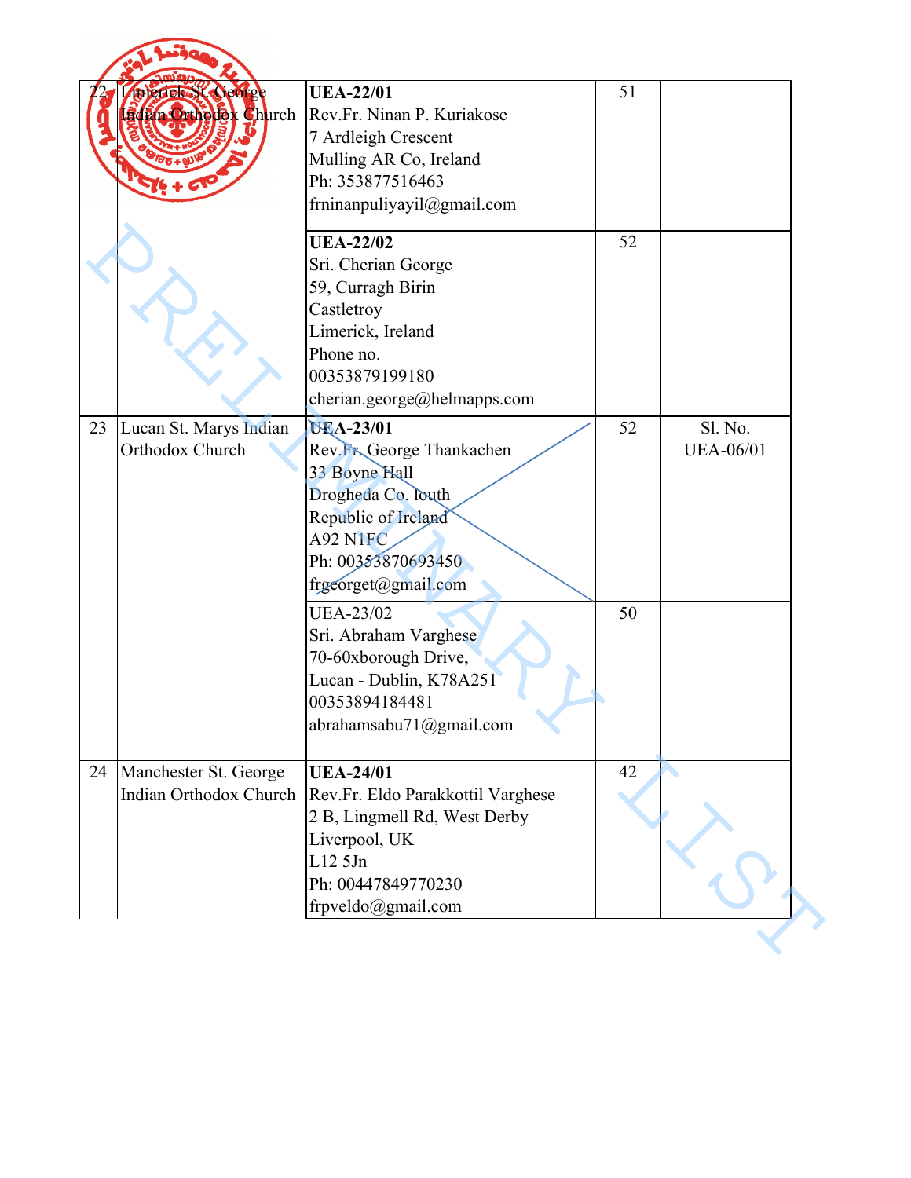| | | | | |
|---|---|---|---|---|
| 22 | Limerick St. George Indian Orthodox Church | **UEA-22/01**<br>Rev.Fr. Ninan P. Kuriakose<br>7 Ardleigh Crescent<br>Mulling AR Co, Ireland<br>Ph: 353877516463<br>frninanpuliyayil@gmail.com | 51 | |
| | | **UEA-22/02**<br>Sri. Cherian George<br>59, Curragh Birin<br>Castletroy<br>Limerick, Ireland<br>Phone no.<br>00353879199180<br>cherian.george@helmapps.com | 52 | |
| 23 | Lucan St. Marys Indian Orthodox Church | **UEA-23/01**<br>Rev.Fr. George Thankachen<br>33 Boyne Hall<br>Drogheda Co. louth<br>Republic of Ireland<br>A92 N1FC<br>Ph: 00353870693450<br>frgeorget@gmail.com | 52 | Sl. No. UEA-06/01 |
| | | UEA-23/02<br>Sri. Abraham Varghese<br>70-60xborough Drive,<br>Lucan - Dublin, K78A251<br>00353894184481<br>abrahamsabu71@gmail.com | 50 | |
| 24 | Manchester St. George Indian Orthodox Church | **UEA-24/01**<br>Rev.Fr. Eldo Parakkottil Varghese<br>2 B, Lingmell Rd, West Derby<br>Liverpool, UK<br>L12 5Jn<br>Ph: 00447849770230<br>frpveldo@gmail.com | 42 | |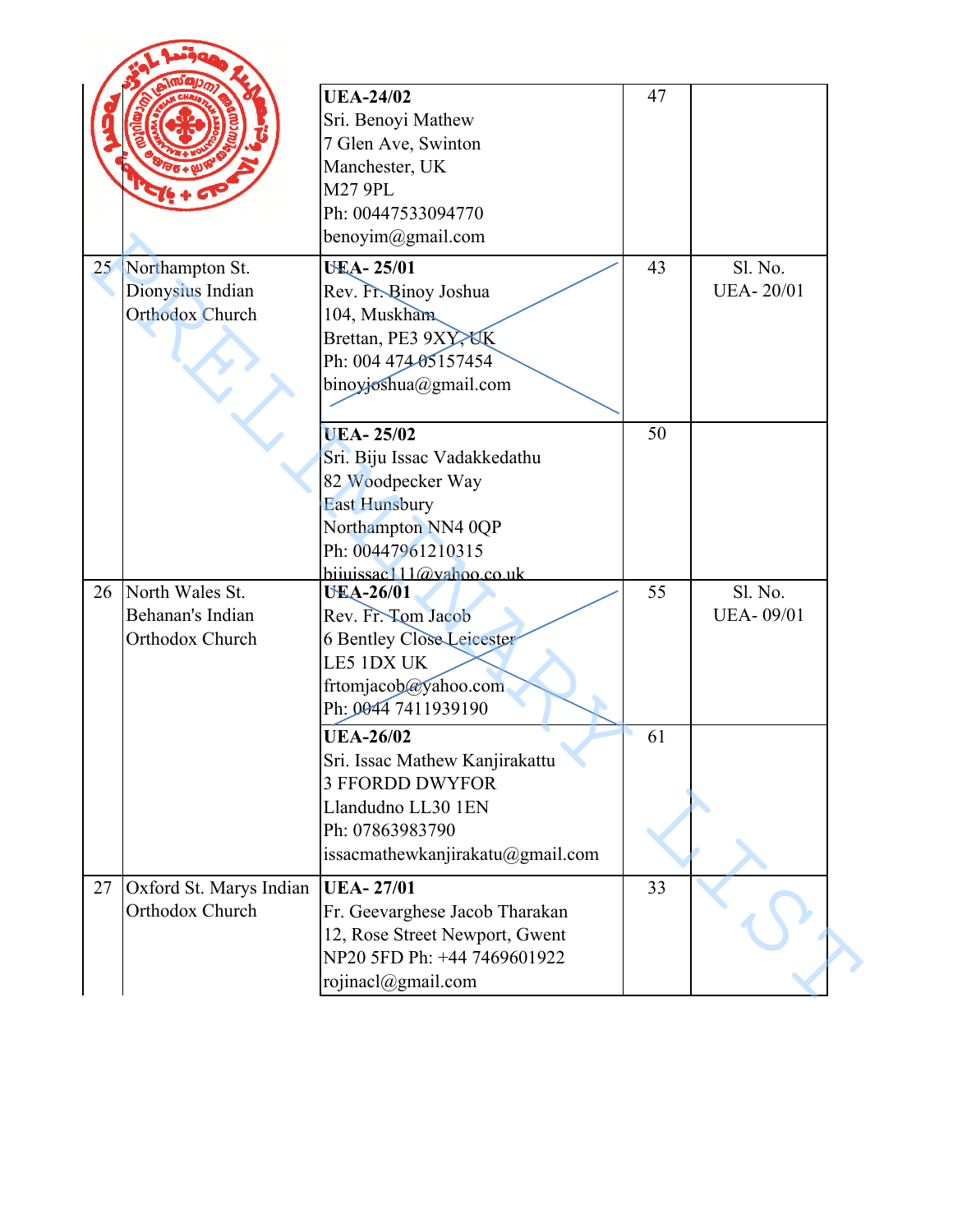| | | | | |
|---|---|---|---|---|
| | | **UEA-24/02**<br>Sri. Benoyi Mathew<br>7 Glen Ave, Swinton<br>Manchester, UK<br>M27 9PL<br>Ph: 00447533094770<br>benoyim@gmail.com | 47 | |
| 25 | Northampton St. Dionysius Indian Orthodox Church | **UEA- 25/01**<br>Rev. Fr. Binoy Joshua<br>104, Muskham<br>Brettan, PE3 9XY, UK<br>Ph: 004 474 05157454<br>binoyjoshua@gmail.com | 43 | Sl. No. UEA- 20/01 |
| | | **UEA- 25/02**<br>Sri. Biju Issac Vadakkedathu<br>82 Woodpecker Way<br>East Hunsbury<br>Northampton NN4 0QP<br>Ph: 00447961210315<br>bijuissac111@yahoo.co.uk | 50 | |
| 26 | North Wales St. Behanan's Indian Orthodox Church | **UEA-26/01**<br>Rev. Fr. Tom Jacob<br>6 Bentley Close Leicester<br>LE5 1DX UK<br>frtomjacob@yahoo.com<br>Ph: 0044 7411939190 | 55 | Sl. No. UEA- 09/01 |
| | | **UEA-26/02**<br>Sri. Issac Mathew Kanjirakattu<br>3 FFORDD DWYFOR<br>Llandudno LL30 1EN<br>Ph: 07863983790<br>issacmathewkanjirakatu@gmail.com | 61 | |
| 27 | Oxford St. Marys Indian Orthodox Church | **UEA- 27/01**<br>Fr. Geevarghese Jacob Tharakan<br>12, Rose Street Newport, Gwent<br>NP20 5FD Ph: +44 7469601922<br>rojinacl@gmail.com | 33 | |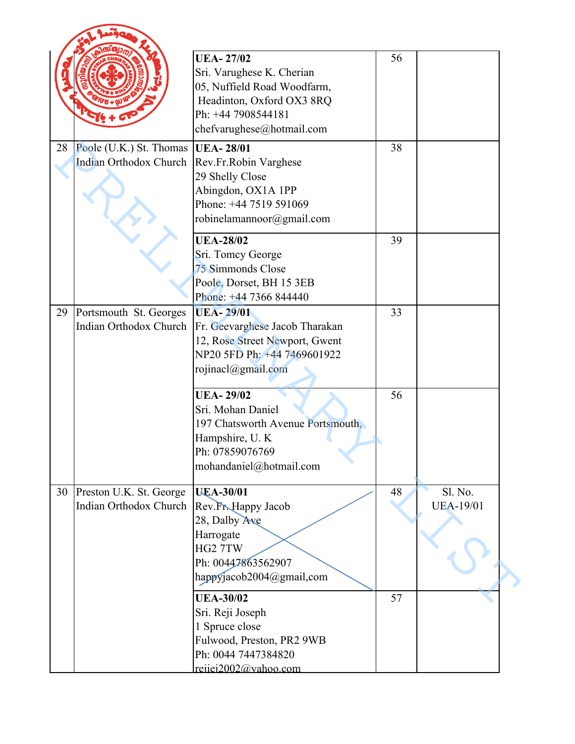| | | | | |
|---|---|---|---|---|
| | | **UEA- 27/02**<br>Sri. Varughese K. Cherian<br>05, Nuffield Road Woodfarm,<br>Headinton, Oxford OX3 8RQ<br>Ph: +44 7908544181<br>chefvarughese@hotmail.com | 56 | |
| 28 | Poole (U.K.) St. Thomas Indian Orthodox Church | **UEA- 28/01**<br>Rev.Fr.Robin Varghese<br>29 Shelly Close<br>Abingdon, OX1A 1PP<br>Phone: +44 7519 591069<br>robinelamannoor@gmail.com | 38 | |
| | | **UEA-28/02**<br>Sri. Tomcy George<br>75 Simmonds Close<br>Poole, Dorset, BH 15 3EB<br>Phone: +44 7366 844440 | 39 | |
| 29 | Portsmouth St. Georges Indian Orthodox Church | **UEA- 29/01**<br>Fr. Geevarghese Jacob Tharakan<br>12, Rose Street Newport, Gwent<br>NP20 5FD Ph: +44 7469601922<br>rojinacl@gmail.com | 33 | |
| | | **UEA- 29/02**<br>Sri. Mohan Daniel<br>197 Chatsworth Avenue Portsmouth,<br>Hampshire, U. K<br>Ph: 07859076769<br>mohandaniel@hotmail.com | 56 | |
| 30 | Preston U.K. St. George Indian Orthodox Church | ~~**UEA-30/01**<br>Rev.Fr. Happy Jacob<br>28, Dalby Ave<br>Harrogate<br>HG2 7TW<br>Ph: 00447863562907<br>happyjacob2004@gmail,com~~ | 48 | Sl. No. UEA-19/01 |
| | | **UEA-30/02**<br>Sri. Reji Joseph<br>1 Spruce close<br>Fulwood, Preston, PR2 9WB<br>Ph: 0044 7447384820<br>rejiej2002@yahoo.com | 57 | |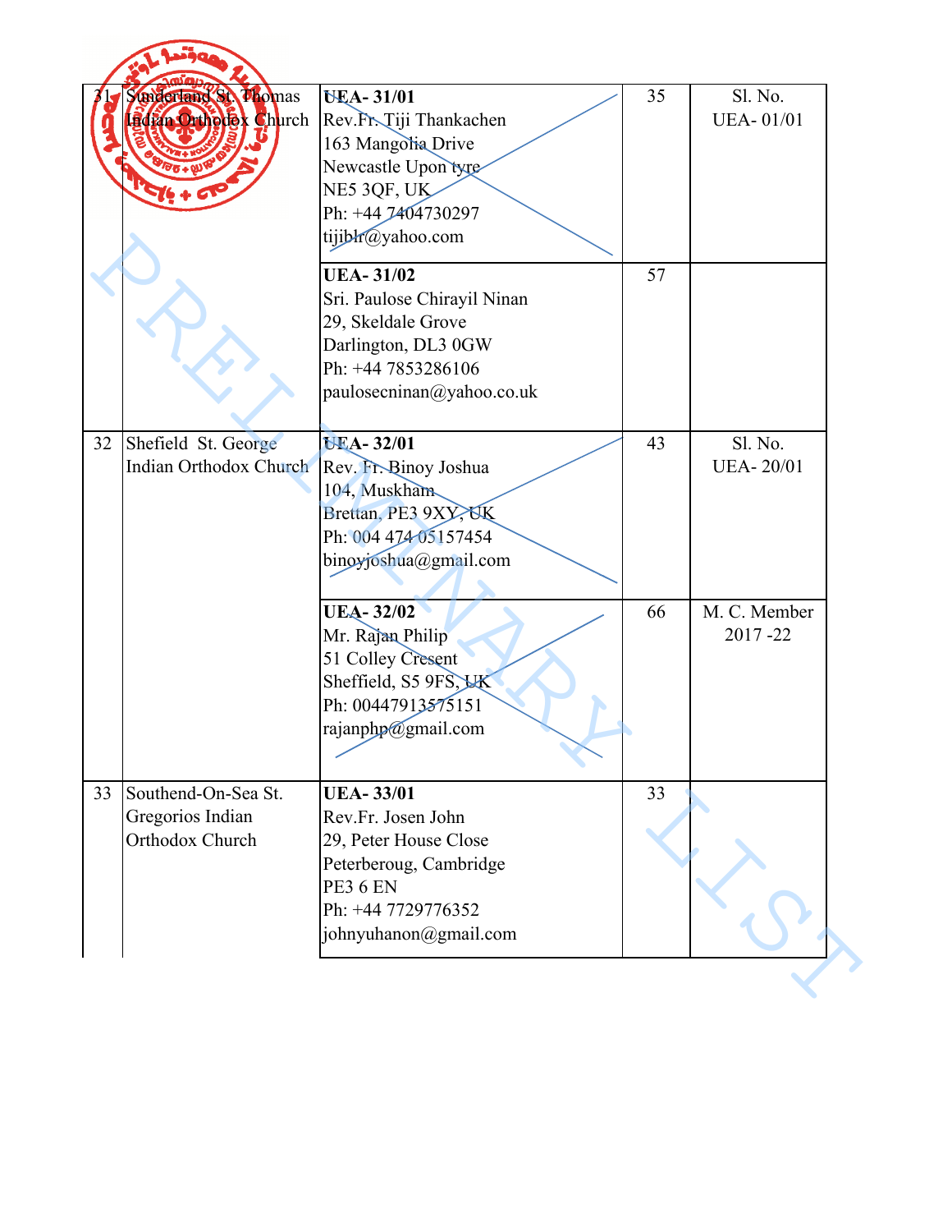| | | | | |
|---|---|---|---|---|
| 31 | Sunderland St. Thomas Indian Orthodox Church | **UEA- 31/01**<br>Rev.Fr. Tiji Thankachen<br>163 Mangolia Drive<br>Newcastle Upon tyre<br>NE5 3QF, UK<br>Ph: +44 7404730297<br>tijiblr@yahoo.com | 35 | Sl. No.<br>UEA- 01/01 |
| | | **UEA- 31/02**<br>Sri. Paulose Chirayil Ninan<br>29, Skeldale Grove<br>Darlington, DL3 0GW<br>Ph: +44 7853286106<br>paulosecninan@yahoo.co.uk | 57 | |
| 32 | Shefield St. George Indian Orthodox Church | **UEA- 32/01**<br>Rev. Fr. Binoy Joshua<br>104, Muskham<br>Brettan, PE3 9XY, UK<br>Ph: 004 474 05157454<br>binoyjoshua@gmail.com | 43 | Sl. No.<br>UEA- 20/01 |
| | | **UEA- 32/02**<br>Mr. Rajan Philip<br>51 Colley Cresent<br>Sheffield, S5 9FS, UK<br>Ph: 00447913575151<br>rajanphp@gmail.com | 66 | M. C. Member<br>2017 -22 |
| 33 | Southend-On-Sea St. Gregorios Indian Orthodox Church | **UEA- 33/01**<br>Rev.Fr. Josen John<br>29, Peter House Close<br>Peterberoug, Cambridge<br>PE3 6 EN<br>Ph: +44 7729776352<br>johnyuhanon@gmail.com | 33 | |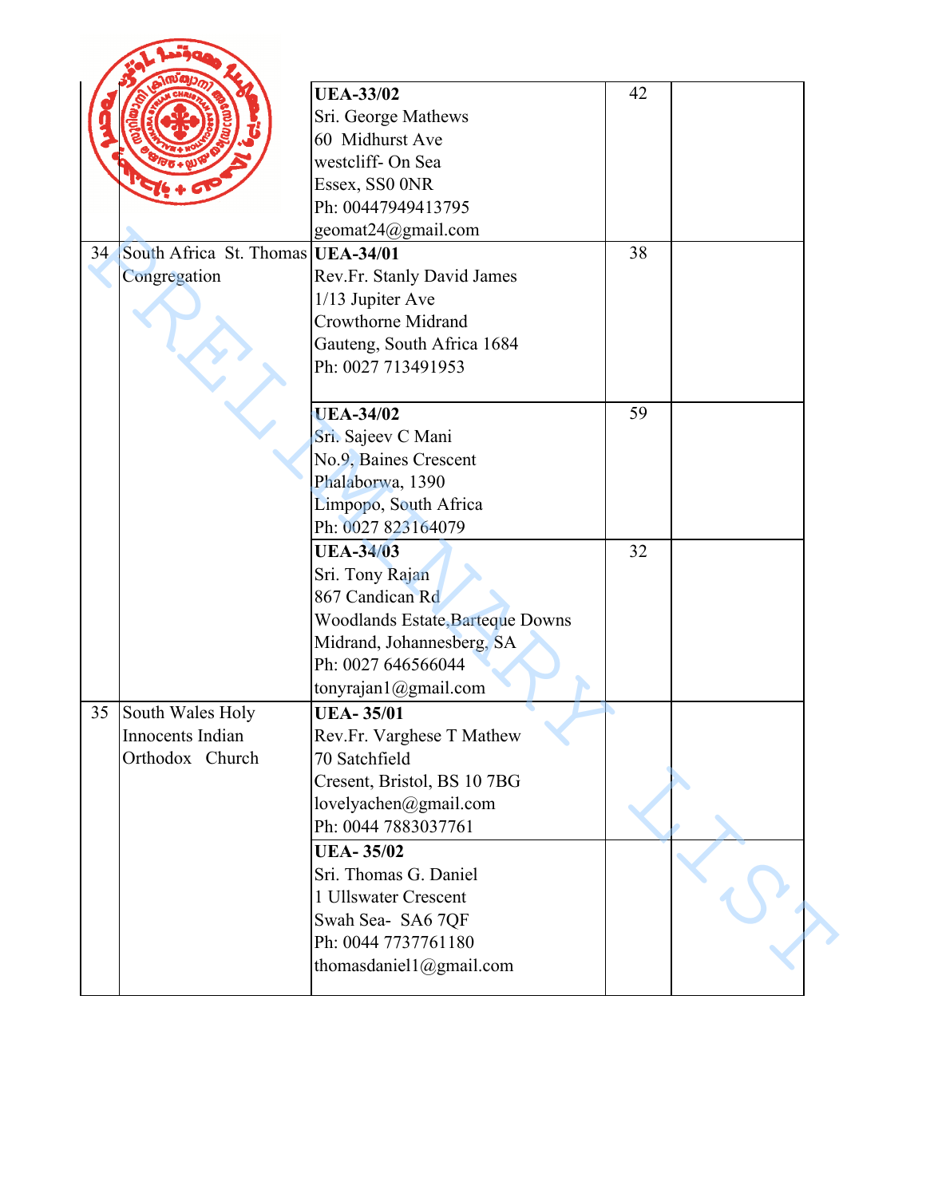| | | | | |
|---|---|---|---|---|
| | | **UEA-33/02**<br>Sri. George Mathews<br>60 Midhurst Ave<br>westcliff- On Sea<br>Essex, SS0 0NR<br>Ph: 00447949413795<br>geomat24@gmail.com | 42 | |
| 34 | South Africa St. Thomas Congregation | **UEA-34/01**<br>Rev.Fr. Stanly David James<br>1/13 Jupiter Ave<br>Crowthorne Midrand<br>Gauteng, South Africa 1684<br>Ph: 0027 713491953 | 38 | |
| | | **UEA-34/02**<br>Sri. Sajeev C Mani<br>No.9, Baines Crescent<br>Phalaborwa, 1390<br>Limpopo, South Africa<br>Ph: 0027 823164079 | 59 | |
| | | **UEA-34/03**<br>Sri. Tony Rajan<br>867 Candican Rd<br>Woodlands Estate,Barteque Downs<br>Midrand, Johannesberg, SA<br>Ph: 0027 646566044<br>tonyrajan1@gmail.com | 32 | |
| 35 | South Wales Holy Innocents Indian Orthodox Church | **UEA- 35/01**<br>Rev.Fr. Varghese T Mathew<br>70 Satchfield<br>Cresent, Bristol, BS 10 7BG<br>lovelyachen@gmail.com<br>Ph: 0044 7883037761 | | |
| | | **UEA- 35/02**<br>Sri. Thomas G. Daniel<br>1 Ullswater Crescent<br>Swah Sea- SA6 7QF<br>Ph: 0044 7737761180<br>thomasdaniel1@gmail.com | | |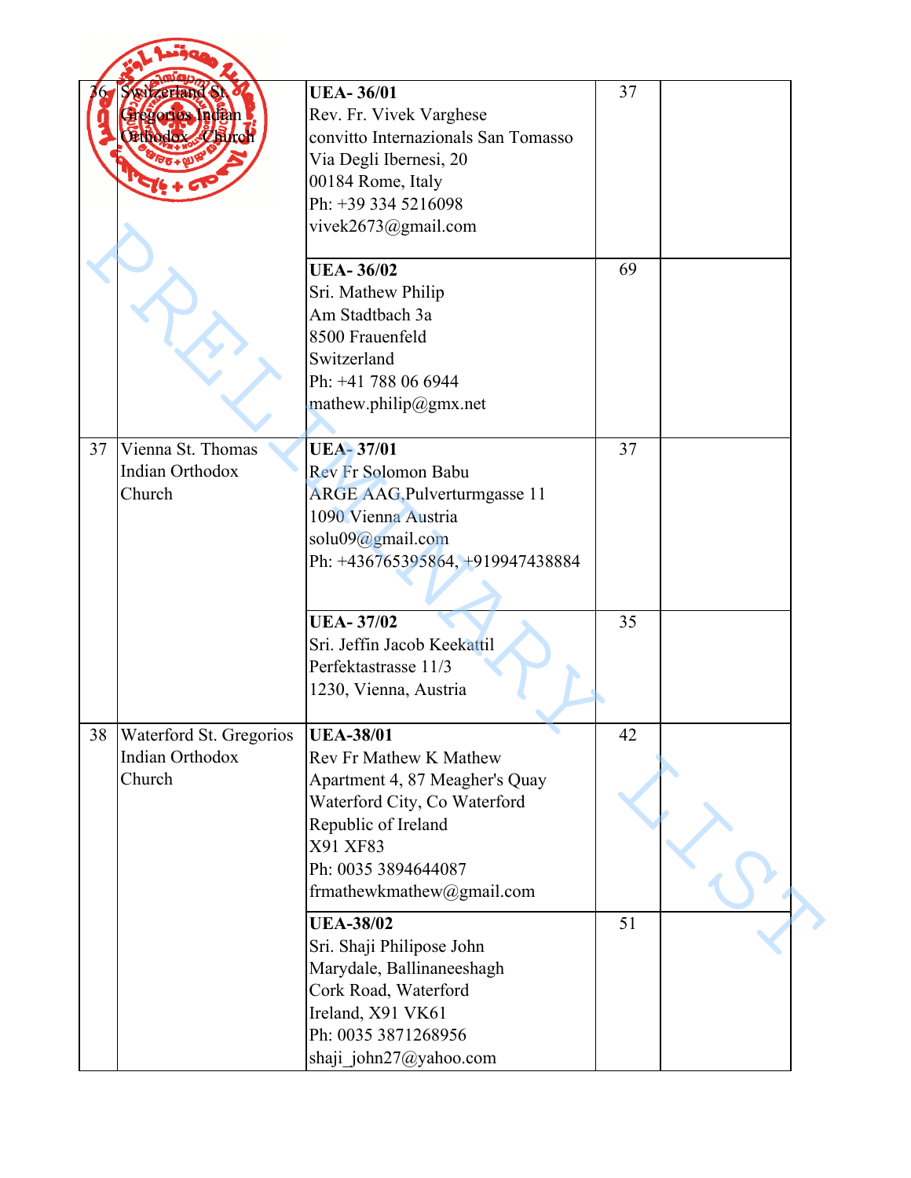| | | | | |
|---|---|---|---|---|
| 36 | Switzerland St. Gregorios Indian Orthodox Church | **UEA- 36/01**<br>Rev. Fr. Vivek Varghese<br>convitto Internazionals San Tomasso<br>Via Degli Ibernesi, 20<br>00184 Rome, Italy<br>Ph: +39 334 5216098<br>vivek2673@gmail.com | 37 | |
| | | **UEA- 36/02**<br>Sri. Mathew Philip<br>Am Stadtbach 3a<br>8500 Frauenfeld<br>Switzerland<br>Ph: +41 788 06 6944<br>mathew.philip@gmx.net | 69 | |
| 37 | Vienna St. Thomas Indian Orthodox Church | **UEA- 37/01**<br>Rev Fr Solomon Babu<br>ARGE AAG,Pulverturmgasse 11<br>1090 Vienna Austria<br>solu09@gmail.com<br>Ph: +436765395864, +919947438884 | 37 | |
| | | **UEA- 37/02**<br>Sri. Jeffin Jacob Keekattil<br>Perfektastrasse 11/3<br>1230, Vienna, Austria | 35 | |
| 38 | Waterford St. Gregorios Indian Orthodox Church | **UEA-38/01**<br>Rev Fr Mathew K Mathew<br>Apartment 4, 87 Meagher's Quay<br>Waterford City, Co Waterford<br>Republic of Ireland<br>X91 XF83<br>Ph: 0035 3894644087<br>frmathewkmathew@gmail.com | 42 | |
| | | **UEA-38/02**<br>Sri. Shaji Philipose John<br>Marydale, Ballinaneeshagh<br>Cork Road, Waterford<br>Ireland, X91 VK61<br>Ph: 0035 3871268956<br>shaji_john27@yahoo.com | 51 | |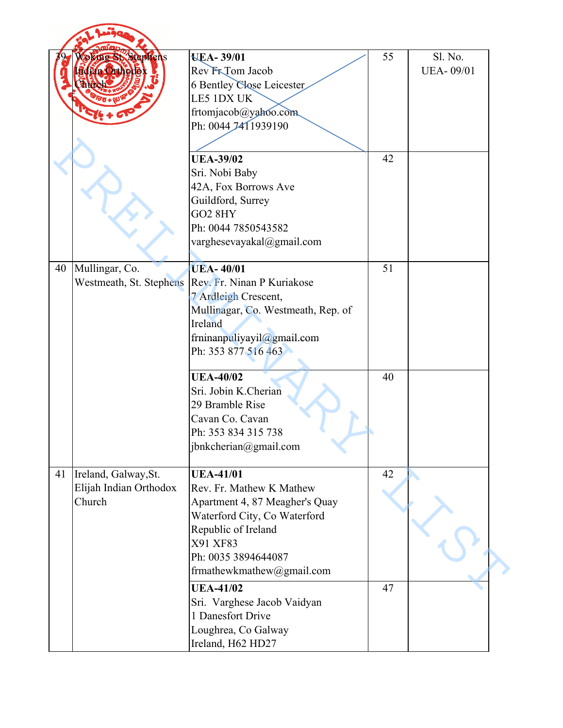| 39 | Woking St. Stephens Indian Orthodox Church | ~~UEA- 39/01<br>Rev Fr Tom Jacob<br>6 Bentley Close Leicester<br>LE5 1DX UK<br>frtomjacob@yahoo.com<br>Ph: 0044 7411939190~~ | 55 | Sl. No.<br>UEA- 09/01 |
|---|---|---|---|---|
| | | **UEA-39/02**<br>Sri. Nobi Baby<br>42A, Fox Borrows Ave<br>Guildford, Surrey<br>GO2 8HY<br>Ph: 0044 7850543582<br>varghesevayakal@gmail.com | 42 | |
| 40 | Mullingar, Co. Westmeath, St. Stephens | **UEA- 40/01**<br>Rev. Fr. Ninan P Kuriakose<br>7 Ardleigh Crescent,<br>Mullinagar, Co. Westmeath, Rep. of Ireland<br>frninanpuliyayil@gmail.com<br>Ph: 353 877 516 463 | 51 | |
| | | **UEA-40/02**<br>Sri. Jobin K.Cherian<br>29 Bramble Rise<br>Cavan Co. Cavan<br>Ph: 353 834 315 738<br>jbnkcherian@gmail.com | 40 | |
| 41 | Ireland, Galway,St. Elijah Indian Orthodox Church | **UEA-41/01**<br>Rev. Fr. Mathew K Mathew<br>Apartment 4, 87 Meagher's Quay<br>Waterford City, Co Waterford<br>Republic of Ireland<br>X91 XF83<br>Ph: 0035 3894644087<br>frmathewkmathew@gmail.com | 42 | |
| | | **UEA-41/02**<br>Sri. Varghese Jacob Vaidyan<br>1 Danesfort Drive<br>Loughrea, Co Galway<br>Ireland, H62 HD27 | 47 | |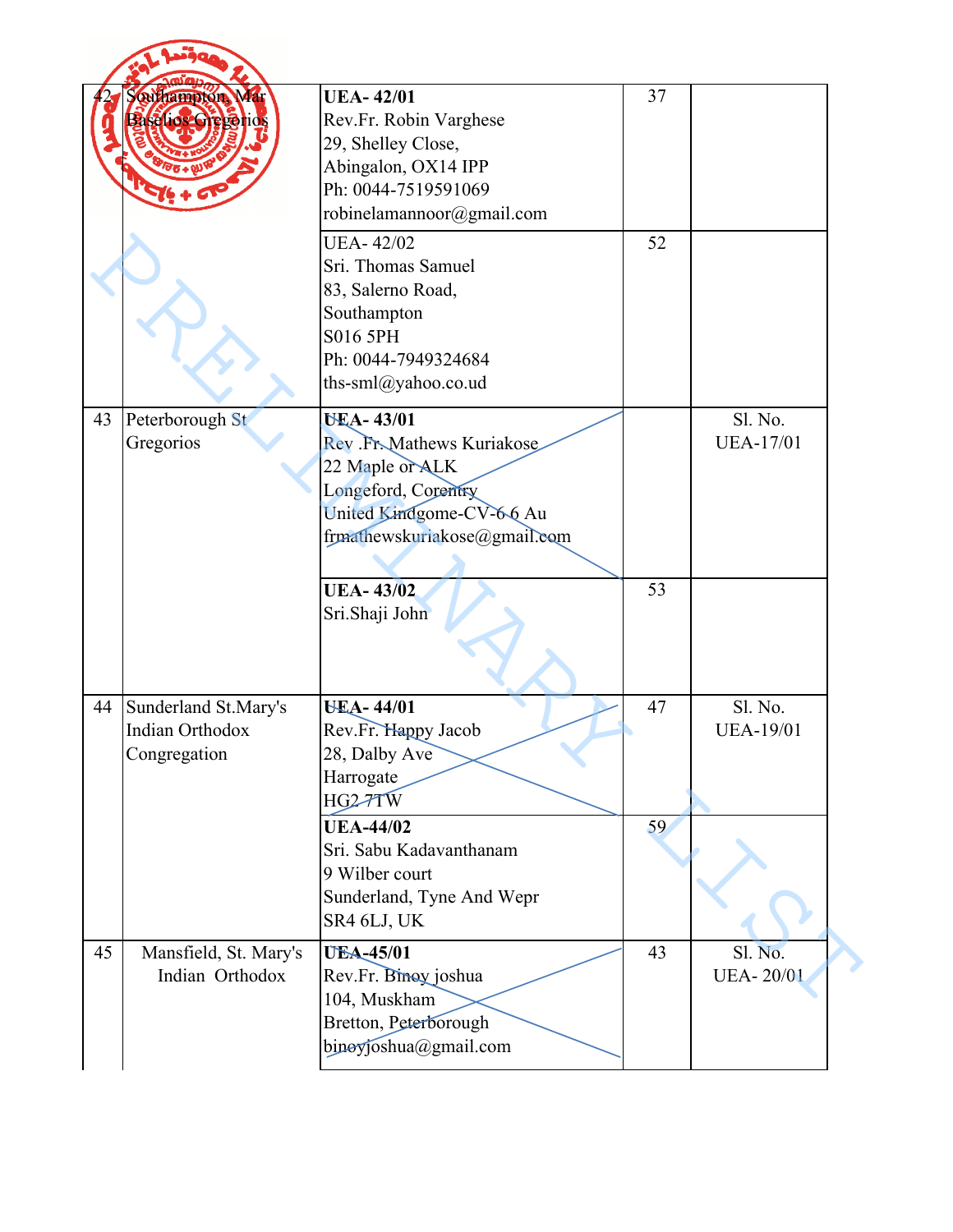| 42 | Southampton, Mar Baselios Gregorios | **UEA- 42/01**<br>Rev.Fr. Robin Varghese<br>29, Shelley Close,<br>Abingalon, OX14 IPP<br>Ph: 0044-7519591069<br>robinelamannoor@gmail.com | 37 | |
|---|---|---|---|---|
| | | UEA- 42/02<br>Sri. Thomas Samuel<br>83, Salerno Road,<br>Southampton<br>S016 5PH<br>Ph: 0044-7949324684<br>ths-sml@yahoo.co.ud | 52 | |
| 43 | Peterborough St Gregorios | **UEA- 43/01**<br>Rev .Fr. Mathews Kuriakose<br>22 Maple or ALK<br>Longeford, Corentry<br>United Kindgome-CV-6 6 Au<br>frmathewskuriakose@gmail.com | | Sl. No.<br>UEA-17/01 |
| | | **UEA- 43/02**<br>Sri.Shaji John | 53 | |
| 44 | Sunderland St.Mary's Indian Orthodox Congregation | **UEA- 44/01**<br>Rev.Fr. Happy Jacob<br>28, Dalby Ave<br>Harrogate<br>HG2 7TW | 47 | Sl. No.<br>UEA-19/01 |
| | | **UEA-44/02**<br>Sri. Sabu Kadavanthanam<br>9 Wilber court<br>Sunderland, Tyne And Wepr<br>SR4 6LJ, UK | 59 | |
| 45 | Mansfield, St. Mary's Indian Orthodox | **UEA-45/01**<br>Rev.Fr. Binoy joshua<br>104, Muskham<br>Bretton, Peterborough<br>binoyjoshua@gmail.com | 43 | Sl. No.<br>UEA- 20/01 |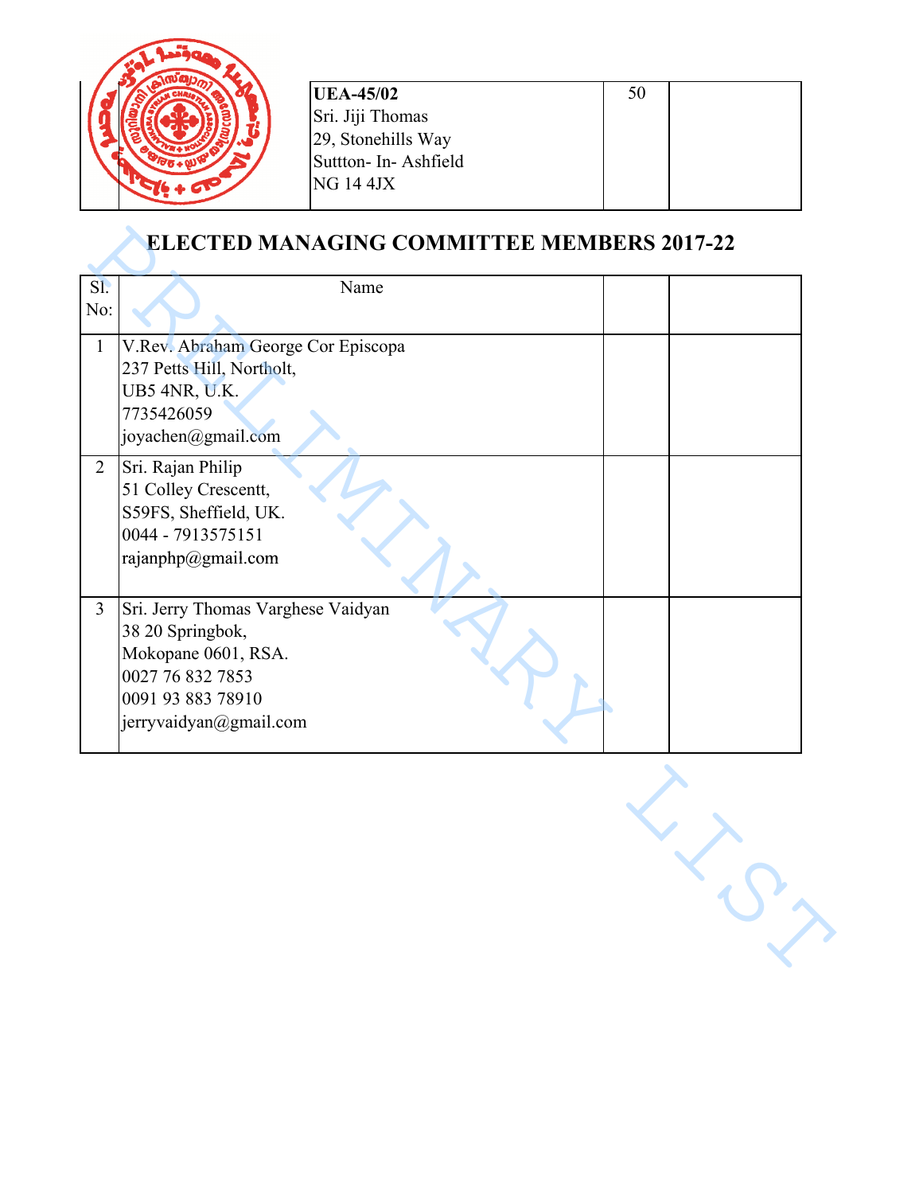| | | | |
|---|---|---|---|
| | **UEA-45/02**<br>Sri. Jiji Thomas<br>29, Stonehills Way<br>Suttton- In- Ashfield<br>NG 14 4JX | 50 | |

## ELECTED MANAGING COMMITTEE MEMBERS 2017-22

| Sl. No: | Name | | |
|---|---|---|---|
| 1 | V.Rev. Abraham George Cor Episcopa<br>237 Petts Hill, Northolt,<br>UB5 4NR, U.K.<br>7735426059<br>joyachen@gmail.com | | |
| 2 | Sri. Rajan Philip<br>51 Colley Crescentt,<br>S59FS, Sheffield, UK.<br>0044 - 7913575151<br>rajanphp@gmail.com | | |
| 3 | Sri. Jerry Thomas Varghese Vaidyan<br>38 20 Springbok,<br>Mokopane 0601, RSA.<br>0027 76 832 7853<br>0091 93 883 78910<br>jerryvaidyan@gmail.com | | |